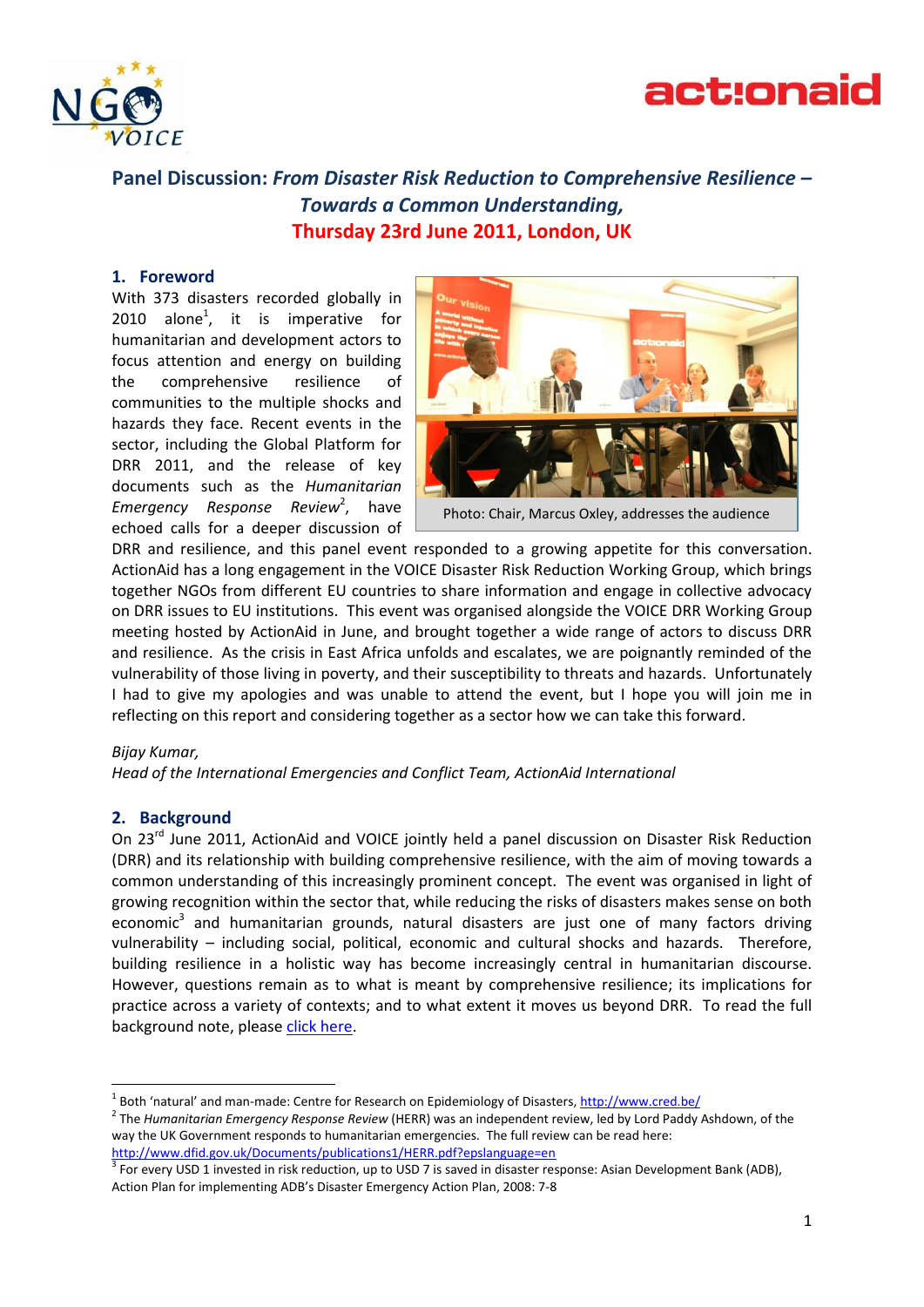# Panel Discussion: *From Disaster Risk Reduction to Comprehensive Resilience – Towards a Common Understanding,*

## Thursday 23rd June 2011, London, UK

## 1. Foreword

With 373 disasters recorded globally in 2010 alone[1], it is imperative for humanitarian and development actors to focus attention and energy on building the comprehensive resilience of communities to the multiple shocks and hazards they face. Recent events in the sector, including the Global Platform for DRR 2011, and the release of key documents such as the *Humanitarian Emergency Response Review*[2], have echoed calls for a deeper discussion of DRR and resilience, and this panel event responded to a growing appetite for this conversation. ActionAid has a long engagement in the VOICE Disaster Risk Reduction Working Group, which brings together NGOs from different EU countries to share information and engage in collective advocacy on DRR issues to EU institutions. This event was organised alongside the VOICE DRR Working Group meeting hosted by ActionAid in June, and brought together a wide range of actors to discuss DRR and resilience. As the crisis in East Africa unfolds and escalates, we are poignantly reminded of the vulnerability of those living in poverty, and their susceptibility to threats and hazards. Unfortunately I had to give my apologies and was unable to attend the event, but I hope you will join me in reflecting on this report and considering together as a sector how we can take this forward.

Photo: Chair, Marcus Oxley, addresses the audience

*Bijay Kumar,*
*Head of the International Emergencies and Conflict Team, ActionAid International*

## 2. Background

On 23rd June 2011, ActionAid and VOICE jointly held a panel discussion on Disaster Risk Reduction (DRR) and its relationship with building comprehensive resilience, with the aim of moving towards a common understanding of this increasingly prominent concept. The event was organised in light of growing recognition within the sector that, while reducing the risks of disasters makes sense on both economic[3] and humanitarian grounds, natural disasters are just one of many factors driving vulnerability – including social, political, economic and cultural shocks and hazards. Therefore, building resilience in a holistic way has become increasingly central in humanitarian discourse. However, questions remain as to what is meant by comprehensive resilience; its implications for practice across a variety of contexts; and to what extent it moves us beyond DRR. To read the full background note, please click here.

---

[1] Both 'natural' and man-made: Centre for Research on Epidemiology of Disasters, http://www.cred.be/

[2] The *Humanitarian Emergency Response Review* (HERR) was an independent review, led by Lord Paddy Ashdown, of the way the UK Government responds to humanitarian emergencies. The full review can be read here: http://www.dfid.gov.uk/Documents/publications1/HERR.pdf?epslanguage=en

[3] For every USD 1 invested in risk reduction, up to USD 7 is saved in disaster response: Asian Development Bank (ADB), Action Plan for implementing ADB's Disaster Emergency Action Plan, 2008: 7-8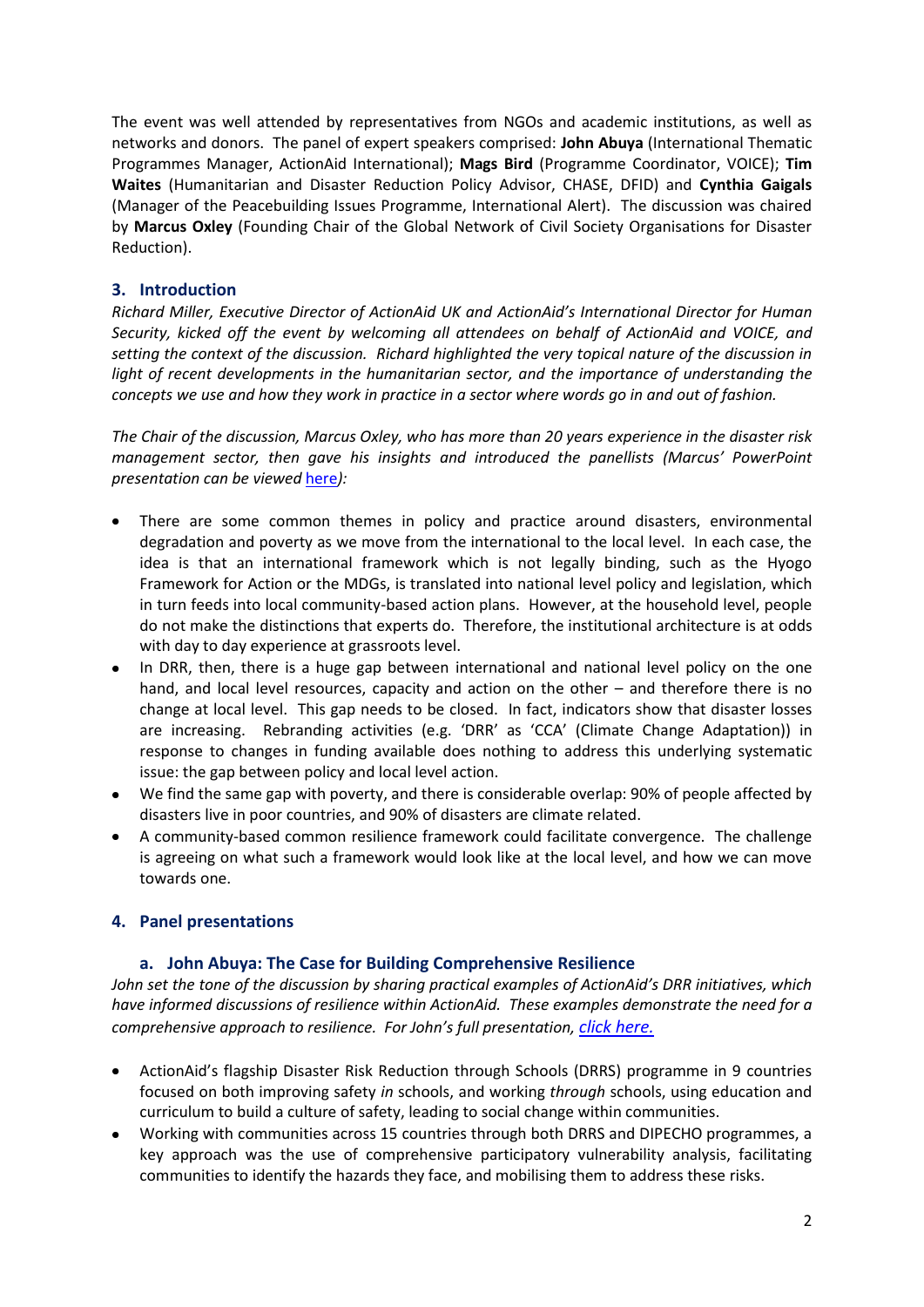The event was well attended by representatives from NGOs and academic institutions, as well as networks and donors. The panel of expert speakers comprised: **John Abuya** (International Thematic Programmes Manager, ActionAid International); **Mags Bird** (Programme Coordinator, VOICE); **Tim Waites** (Humanitarian and Disaster Reduction Policy Advisor, CHASE, DFID) and **Cynthia Gaigals** (Manager of the Peacebuilding Issues Programme, International Alert). The discussion was chaired by **Marcus Oxley** (Founding Chair of the Global Network of Civil Society Organisations for Disaster Reduction).

## 3. Introduction

*Richard Miller, Executive Director of ActionAid UK and ActionAid's International Director for Human Security, kicked off the event by welcoming all attendees on behalf of ActionAid and VOICE, and setting the context of the discussion. Richard highlighted the very topical nature of the discussion in light of recent developments in the humanitarian sector, and the importance of understanding the concepts we use and how they work in practice in a sector where words go in and out of fashion.*

*The Chair of the discussion, Marcus Oxley, who has more than 20 years experience in the disaster risk management sector, then gave his insights and introduced the panellists (Marcus' PowerPoint presentation can be viewed* here*):*

- There are some common themes in policy and practice around disasters, environmental degradation and poverty as we move from the international to the local level. In each case, the idea is that an international framework which is not legally binding, such as the Hyogo Framework for Action or the MDGs, is translated into national level policy and legislation, which in turn feeds into local community-based action plans. However, at the household level, people do not make the distinctions that experts do. Therefore, the institutional architecture is at odds with day to day experience at grassroots level.
- In DRR, then, there is a huge gap between international and national level policy on the one hand, and local level resources, capacity and action on the other – and therefore there is no change at local level. This gap needs to be closed. In fact, indicators show that disaster losses are increasing. Rebranding activities (e.g. 'DRR' as 'CCA' (Climate Change Adaptation)) in response to changes in funding available does nothing to address this underlying systematic issue: the gap between policy and local level action.
- We find the same gap with poverty, and there is considerable overlap: 90% of people affected by disasters live in poor countries, and 90% of disasters are climate related.
- A community-based common resilience framework could facilitate convergence. The challenge is agreeing on what such a framework would look like at the local level, and how we can move towards one.

## 4. Panel presentations

### a. John Abuya: The Case for Building Comprehensive Resilience

*John set the tone of the discussion by sharing practical examples of ActionAid's DRR initiatives, which have informed discussions of resilience within ActionAid. These examples demonstrate the need for a comprehensive approach to resilience. For John's full presentation, click here.*

- ActionAid's flagship Disaster Risk Reduction through Schools (DRRS) programme in 9 countries focused on both improving safety *in* schools, and working *through* schools, using education and curriculum to build a culture of safety, leading to social change within communities.
- Working with communities across 15 countries through both DRRS and DIPECHO programmes, a key approach was the use of comprehensive participatory vulnerability analysis, facilitating communities to identify the hazards they face, and mobilising them to address these risks.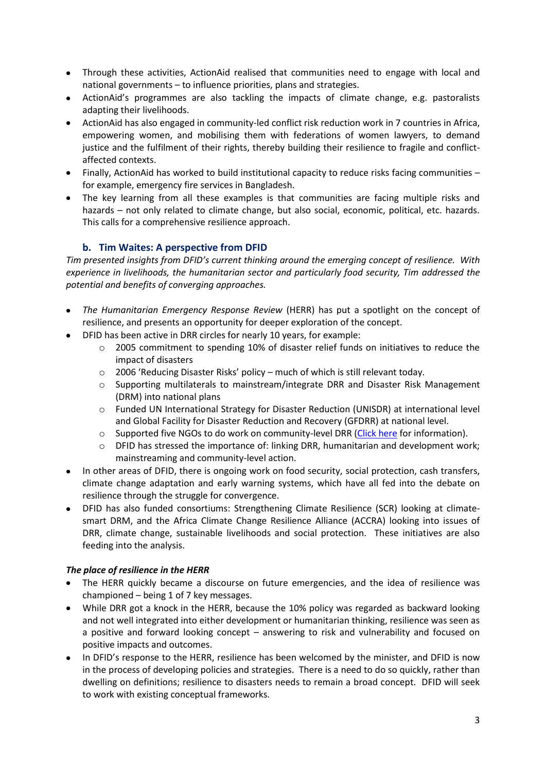- Through these activities, ActionAid realised that communities need to engage with local and national governments – to influence priorities, plans and strategies.
- ActionAid's programmes are also tackling the impacts of climate change, e.g. pastoralists adapting their livelihoods.
- ActionAid has also engaged in community-led conflict risk reduction work in 7 countries in Africa, empowering women, and mobilising them with federations of women lawyers, to demand justice and the fulfilment of their rights, thereby building their resilience to fragile and conflict-affected contexts.
- Finally, ActionAid has worked to build institutional capacity to reduce risks facing communities – for example, emergency fire services in Bangladesh.
- The key learning from all these examples is that communities are facing multiple risks and hazards – not only related to climate change, but also social, economic, political, etc. hazards. This calls for a comprehensive resilience approach.

### b. Tim Waites: A perspective from DFID

*Tim presented insights from DFID's current thinking around the emerging concept of resilience. With experience in livelihoods, the humanitarian sector and particularly food security, Tim addressed the potential and benefits of converging approaches.*

- *The Humanitarian Emergency Response Review* (HERR) has put a spotlight on the concept of resilience, and presents an opportunity for deeper exploration of the concept.
- DFID has been active in DRR circles for nearly 10 years, for example:
  - 2005 commitment to spending 10% of disaster relief funds on initiatives to reduce the impact of disasters
  - 2006 'Reducing Disaster Risks' policy – much of which is still relevant today.
  - Supporting multilaterals to mainstream/integrate DRR and Disaster Risk Management (DRM) into national plans
  - Funded UN International Strategy for Disaster Reduction (UNISDR) at international level and Global Facility for Disaster Reduction and Recovery (GFDRR) at national level.
  - Supported five NGOs to do work on community-level DRR (Click here for information).
  - DFID has stressed the importance of: linking DRR, humanitarian and development work; mainstreaming and community-level action.
- In other areas of DFID, there is ongoing work on food security, social protection, cash transfers, climate change adaptation and early warning systems, which have all fed into the debate on resilience through the struggle for convergence.
- DFID has also funded consortiums: Strengthening Climate Resilience (SCR) looking at climate-smart DRM, and the Africa Climate Change Resilience Alliance (ACCRA) looking into issues of DRR, climate change, sustainable livelihoods and social protection. These initiatives are also feeding into the analysis.

***The place of resilience in the HERR***

- The HERR quickly became a discourse on future emergencies, and the idea of resilience was championed – being 1 of 7 key messages.
- While DRR got a knock in the HERR, because the 10% policy was regarded as backward looking and not well integrated into either development or humanitarian thinking, resilience was seen as a positive and forward looking concept – answering to risk and vulnerability and focused on positive impacts and outcomes.
- In DFID's response to the HERR, resilience has been welcomed by the minister, and DFID is now in the process of developing policies and strategies. There is a need to do so quickly, rather than dwelling on definitions; resilience to disasters needs to remain a broad concept. DFID will seek to work with existing conceptual frameworks.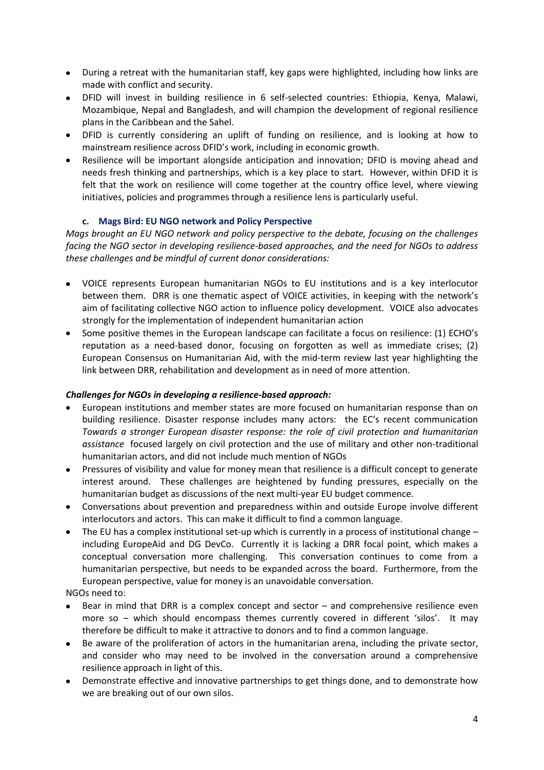- During a retreat with the humanitarian staff, key gaps were highlighted, including how links are made with conflict and security.
- DFID will invest in building resilience in 6 self-selected countries: Ethiopia, Kenya, Malawi, Mozambique, Nepal and Bangladesh, and will champion the development of regional resilience plans in the Caribbean and the Sahel.
- DFID is currently considering an uplift of funding on resilience, and is looking at how to mainstream resilience across DFID's work, including in economic growth.
- Resilience will be important alongside anticipation and innovation; DFID is moving ahead and needs fresh thinking and partnerships, which is a key place to start. However, within DFID it is felt that the work on resilience will come together at the country office level, where viewing initiatives, policies and programmes through a resilience lens is particularly useful.

### c. Mags Bird: EU NGO network and Policy Perspective

*Mags brought an EU NGO network and policy perspective to the debate, focusing on the challenges facing the NGO sector in developing resilience-based approaches, and the need for NGOs to address these challenges and be mindful of current donor considerations:*

- VOICE represents European humanitarian NGOs to EU institutions and is a key interlocutor between them. DRR is one thematic aspect of VOICE activities, in keeping with the network's aim of facilitating collective NGO action to influence policy development. VOICE also advocates strongly for the implementation of independent humanitarian action
- Some positive themes in the European landscape can facilitate a focus on resilience: (1) ECHO's reputation as a need-based donor, focusing on forgotten as well as immediate crises; (2) European Consensus on Humanitarian Aid, with the mid-term review last year highlighting the link between DRR, rehabilitation and development as in need of more attention.

***Challenges for NGOs in developing a resilience-based approach:***

- European institutions and member states are more focused on humanitarian response than on building resilience. Disaster response includes many actors: the EC's recent communication *Towards a stronger European disaster response: the role of civil protection and humanitarian assistance* focused largely on civil protection and the use of military and other non-traditional humanitarian actors, and did not include much mention of NGOs
- Pressures of visibility and value for money mean that resilience is a difficult concept to generate interest around. These challenges are heightened by funding pressures, especially on the humanitarian budget as discussions of the next multi-year EU budget commence.
- Conversations about prevention and preparedness within and outside Europe involve different interlocutors and actors. This can make it difficult to find a common language.
- The EU has a complex institutional set-up which is currently in a process of institutional change – including EuropeAid and DG DevCo. Currently it is lacking a DRR focal point, which makes a conceptual conversation more challenging. This conversation continues to come from a humanitarian perspective, but needs to be expanded across the board. Furthermore, from the European perspective, value for money is an unavoidable conversation.

NGOs need to:

- Bear in mind that DRR is a complex concept and sector – and comprehensive resilience even more so – which should encompass themes currently covered in different 'silos'. It may therefore be difficult to make it attractive to donors and to find a common language.
- Be aware of the proliferation of actors in the humanitarian arena, including the private sector, and consider who may need to be involved in the conversation around a comprehensive resilience approach in light of this.
- Demonstrate effective and innovative partnerships to get things done, and to demonstrate how we are breaking out of our own silos.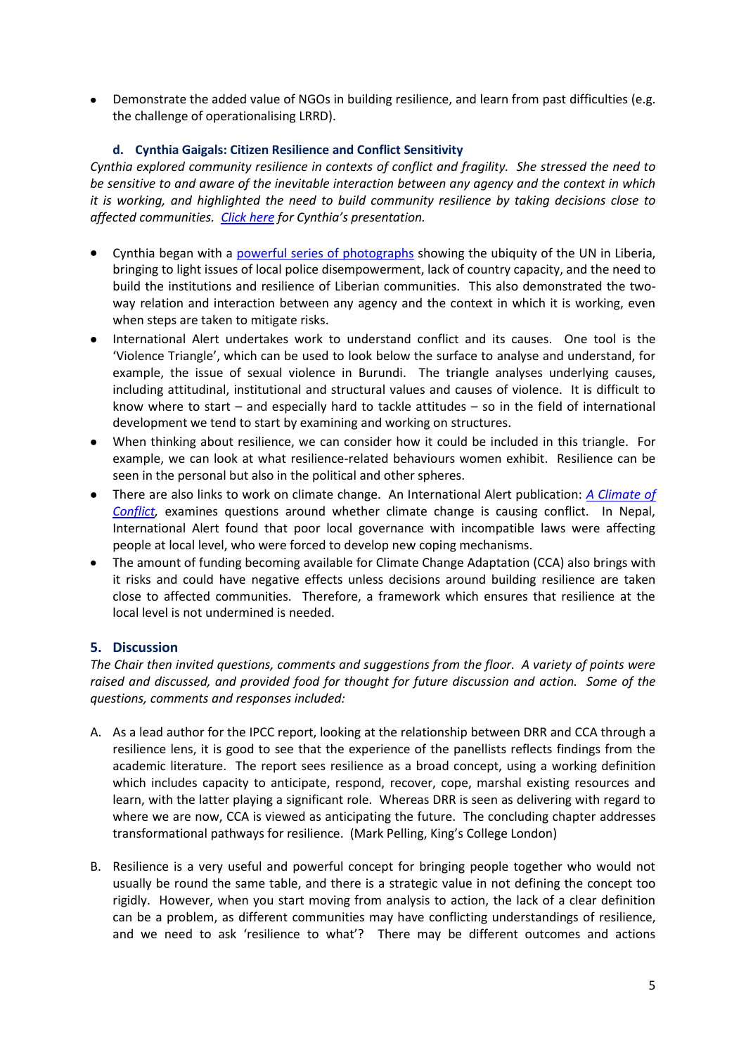- Demonstrate the added value of NGOs in building resilience, and learn from past difficulties (e.g. the challenge of operationalising LRRD).

### d. Cynthia Gaigals: Citizen Resilience and Conflict Sensitivity

*Cynthia explored community resilience in contexts of conflict and fragility. She stressed the need to be sensitive to and aware of the inevitable interaction between any agency and the context in which it is working, and highlighted the need to build community resilience by taking decisions close to affected communities. Click here for Cynthia's presentation.*

- Cynthia began with a powerful series of photographs showing the ubiquity of the UN in Liberia, bringing to light issues of local police disempowerment, lack of country capacity, and the need to build the institutions and resilience of Liberian communities. This also demonstrated the two-way relation and interaction between any agency and the context in which it is working, even when steps are taken to mitigate risks.
- International Alert undertakes work to understand conflict and its causes. One tool is the 'Violence Triangle', which can be used to look below the surface to analyse and understand, for example, the issue of sexual violence in Burundi. The triangle analyses underlying causes, including attitudinal, institutional and structural values and causes of violence. It is difficult to know where to start – and especially hard to tackle attitudes – so in the field of international development we tend to start by examining and working on structures.
- When thinking about resilience, we can consider how it could be included in this triangle. For example, we can look at what resilience-related behaviours women exhibit. Resilience can be seen in the personal but also in the political and other spheres.
- There are also links to work on climate change. An International Alert publication: *A Climate of Conflict*, examines questions around whether climate change is causing conflict. In Nepal, International Alert found that poor local governance with incompatible laws were affecting people at local level, who were forced to develop new coping mechanisms.
- The amount of funding becoming available for Climate Change Adaptation (CCA) also brings with it risks and could have negative effects unless decisions around building resilience are taken close to affected communities. Therefore, a framework which ensures that resilience at the local level is not undermined is needed.

## 5. Discussion

*The Chair then invited questions, comments and suggestions from the floor. A variety of points were raised and discussed, and provided food for thought for future discussion and action. Some of the questions, comments and responses included:*

A. As a lead author for the IPCC report, looking at the relationship between DRR and CCA through a resilience lens, it is good to see that the experience of the panellists reflects findings from the academic literature. The report sees resilience as a broad concept, using a working definition which includes capacity to anticipate, respond, recover, cope, marshal existing resources and learn, with the latter playing a significant role. Whereas DRR is seen as delivering with regard to where we are now, CCA is viewed as anticipating the future. The concluding chapter addresses transformational pathways for resilience. (Mark Pelling, King's College London)

B. Resilience is a very useful and powerful concept for bringing people together who would not usually be round the same table, and there is a strategic value in not defining the concept too rigidly. However, when you start moving from analysis to action, the lack of a clear definition can be a problem, as different communities may have conflicting understandings of resilience, and we need to ask 'resilience to what'? There may be different outcomes and actions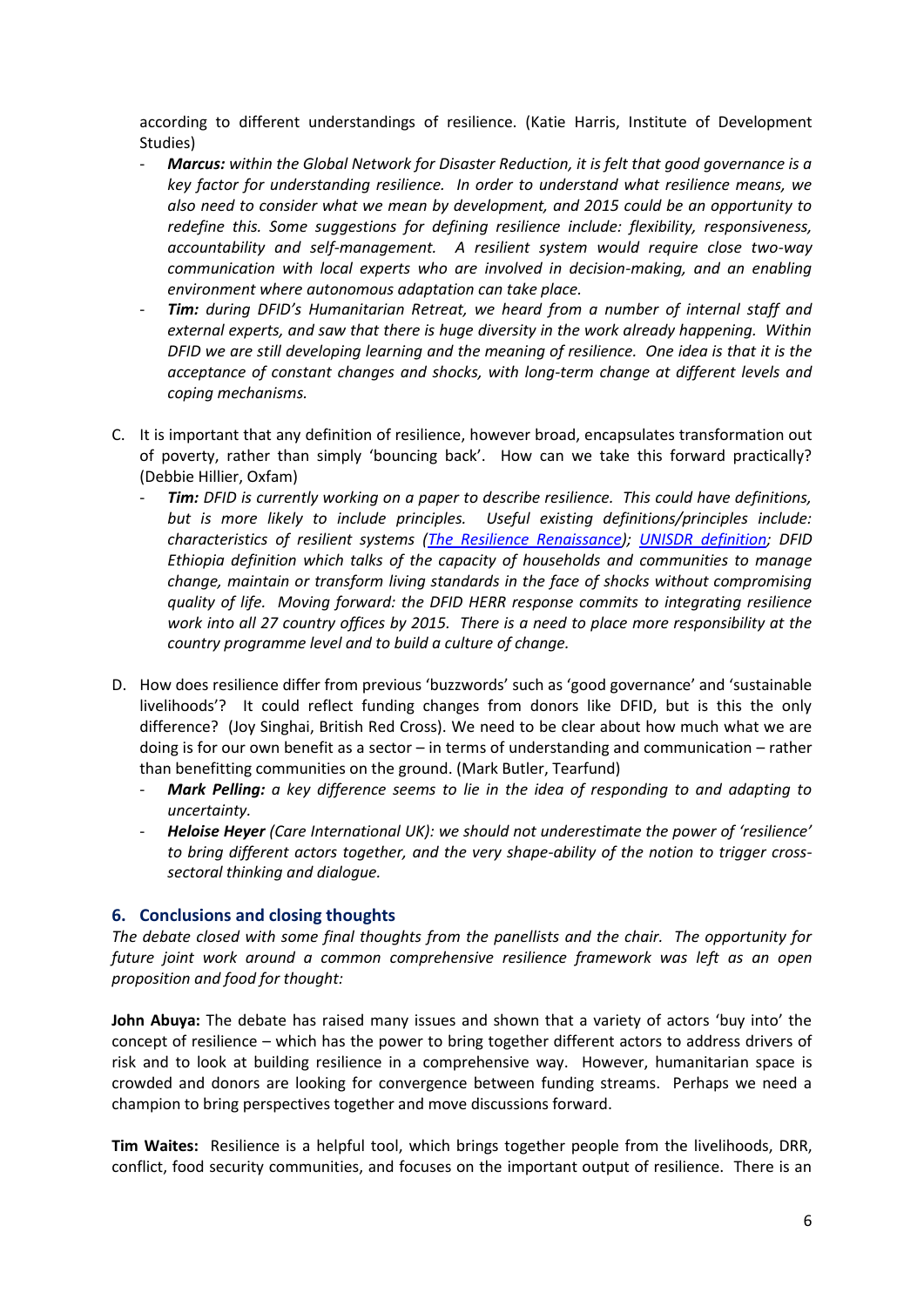according to different understandings of resilience. (Katie Harris, Institute of Development Studies)

- ***Marcus:** within the Global Network for Disaster Reduction, it is felt that good governance is a key factor for understanding resilience. In order to understand what resilience means, we also need to consider what we mean by development, and 2015 could be an opportunity to redefine this. Some suggestions for defining resilience include: flexibility, responsiveness, accountability and self-management. A resilient system would require close two-way communication with local experts who are involved in decision-making, and an enabling environment where autonomous adaptation can take place.*
- ***Tim:** during DFID's Humanitarian Retreat, we heard from a number of internal staff and external experts, and saw that there is huge diversity in the work already happening. Within DFID we are still developing learning and the meaning of resilience. One idea is that it is the acceptance of constant changes and shocks, with long-term change at different levels and coping mechanisms.*

C. It is important that any definition of resilience, however broad, encapsulates transformation out of poverty, rather than simply 'bouncing back'. How can we take this forward practically? (Debbie Hillier, Oxfam)

- ***Tim:** DFID is currently working on a paper to describe resilience. This could have definitions, but is more likely to include principles. Useful existing definitions/principles include: characteristics of resilient systems (The Resilience Renaissance); UNISDR definition; DFID Ethiopia definition which talks of the capacity of households and communities to manage change, maintain or transform living standards in the face of shocks without compromising quality of life. Moving forward: the DFID HERR response commits to integrating resilience work into all 27 country offices by 2015. There is a need to place more responsibility at the country programme level and to build a culture of change.*

D. How does resilience differ from previous 'buzzwords' such as 'good governance' and 'sustainable livelihoods'? It could reflect funding changes from donors like DFID, but is this the only difference? (Joy Singhai, British Red Cross). We need to be clear about how much what we are doing is for our own benefit as a sector – in terms of understanding and communication – rather than benefitting communities on the ground. (Mark Butler, Tearfund)

- ***Mark Pelling:** a key difference seems to lie in the idea of responding to and adapting to uncertainty.*
- ***Heloise Heyer** (Care International UK): we should not underestimate the power of 'resilience' to bring different actors together, and the very shape-ability of the notion to trigger cross-sectoral thinking and dialogue.*

## 6. Conclusions and closing thoughts

*The debate closed with some final thoughts from the panellists and the chair. The opportunity for future joint work around a common comprehensive resilience framework was left as an open proposition and food for thought:*

**John Abuya:** The debate has raised many issues and shown that a variety of actors 'buy into' the concept of resilience – which has the power to bring together different actors to address drivers of risk and to look at building resilience in a comprehensive way. However, humanitarian space is crowded and donors are looking for convergence between funding streams. Perhaps we need a champion to bring perspectives together and move discussions forward.

**Tim Waites:** Resilience is a helpful tool, which brings together people from the livelihoods, DRR, conflict, food security communities, and focuses on the important output of resilience. There is an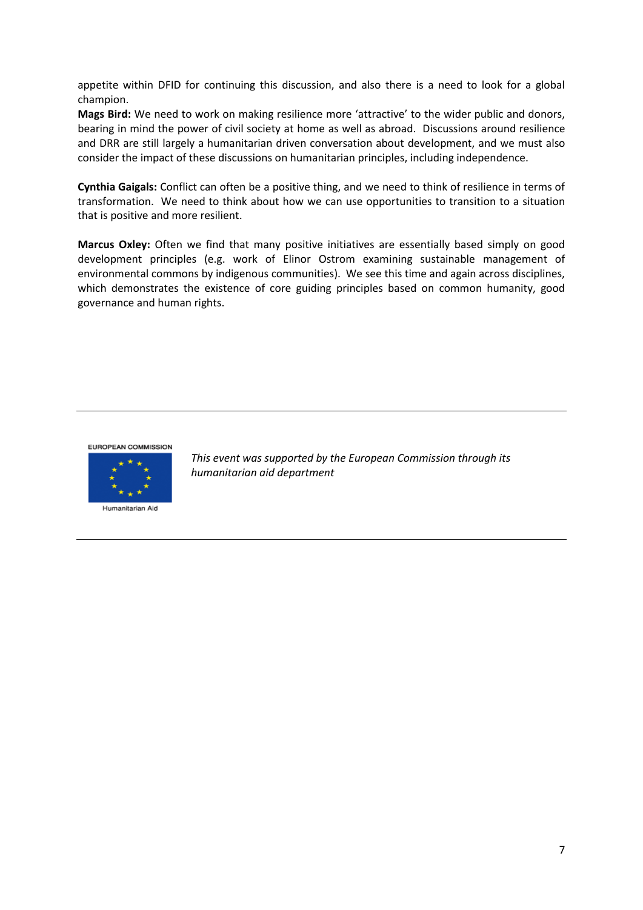appetite within DFID for continuing this discussion, and also there is a need to look for a global champion.

**Mags Bird:** We need to work on making resilience more 'attractive' to the wider public and donors, bearing in mind the power of civil society at home as well as abroad. Discussions around resilience and DRR are still largely a humanitarian driven conversation about development, and we must also consider the impact of these discussions on humanitarian principles, including independence.

**Cynthia Gaigals:** Conflict can often be a positive thing, and we need to think of resilience in terms of transformation. We need to think about how we can use opportunities to transition to a situation that is positive and more resilient.

**Marcus Oxley:** Often we find that many positive initiatives are essentially based simply on good development principles (e.g. work of Elinor Ostrom examining sustainable management of environmental commons by indigenous communities). We see this time and again across disciplines, which demonstrates the existence of core guiding principles based on common humanity, good governance and human rights.

---

EUROPEAN COMMISSION

Humanitarian Aid

*This event was supported by the European Commission through its humanitarian aid department*

---